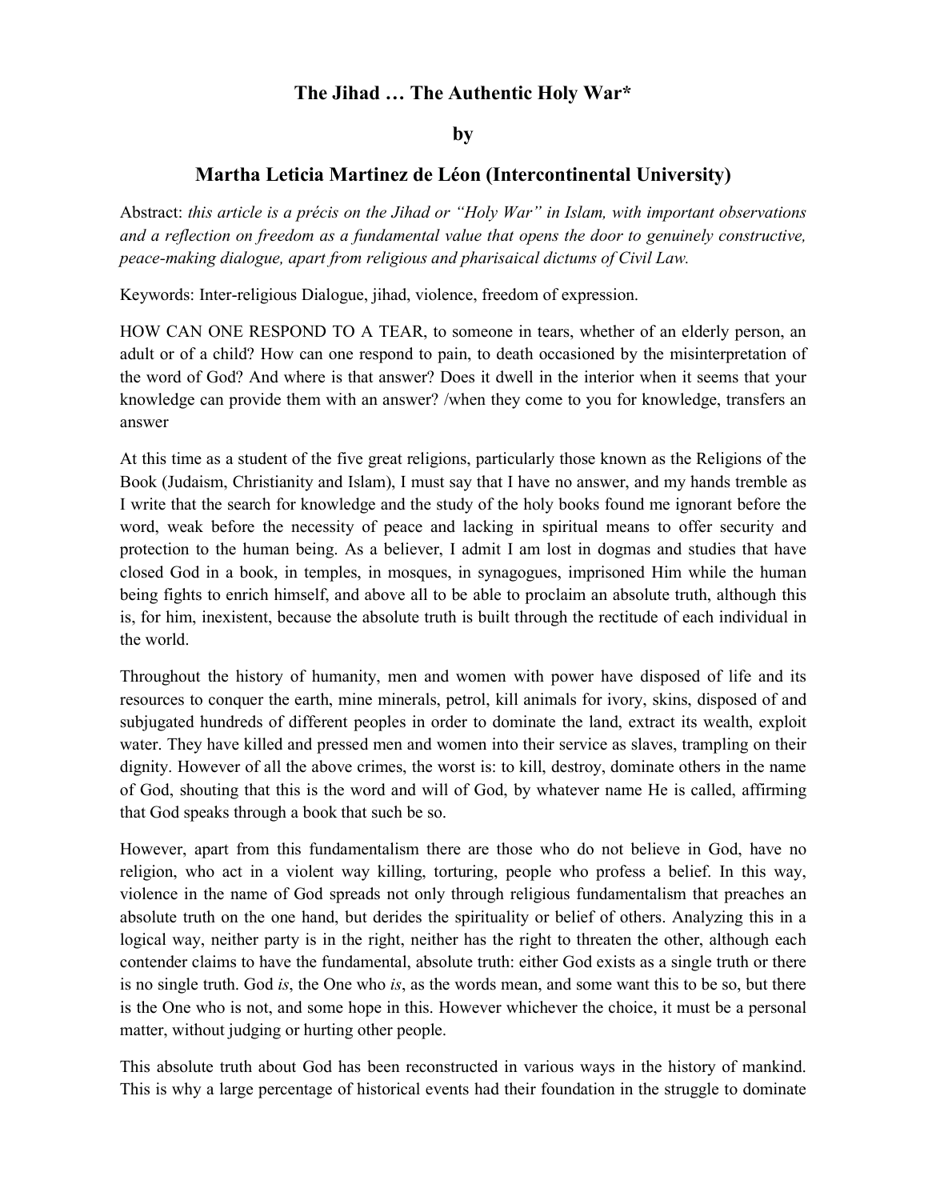# The Jihad … The Authentic Holy War*

**by**

## Martha Leticia Martinez de Léon (Intercontinental University)

Abstract: *this article is a précis on the Jihad or "Holy War" in Islam, with important observations and a reflection on freedom as a fundamental value that opens the door to genuinely constructive, peace-making dialogue, apart from religious and pharisaical dictums of Civil Law.*

Keywords: Inter-religious Dialogue, jihad, violence, freedom of expression.

HOW CAN ONE RESPOND TO A TEAR, to someone in tears, whether of an elderly person, an adult or of a child? How can one respond to pain, to death occasioned by the misinterpretation of the word of God? And where is that answer? Does it dwell in the interior when it seems that your knowledge can provide them with an answer? /when they come to you for knowledge, transfers an answer

At this time as a student of the five great religions, particularly those known as the Religions of the Book (Judaism, Christianity and Islam), I must say that I have no answer, and my hands tremble as I write that the search for knowledge and the study of the holy books found me ignorant before the word, weak before the necessity of peace and lacking in spiritual means to offer security and protection to the human being. As a believer, I admit I am lost in dogmas and studies that have closed God in a book, in temples, in mosques, in synagogues, imprisoned Him while the human being fights to enrich himself, and above all to be able to proclaim an absolute truth, although this is, for him, inexistent, because the absolute truth is built through the rectitude of each individual in the world.

Throughout the history of humanity, men and women with power have disposed of life and its resources to conquer the earth, mine minerals, petrol, kill animals for ivory, skins, disposed of and subjugated hundreds of different peoples in order to dominate the land, extract its wealth, exploit water. They have killed and pressed men and women into their service as slaves, trampling on their dignity. However of all the above crimes, the worst is: to kill, destroy, dominate others in the name of God, shouting that this is the word and will of God, by whatever name He is called, affirming that God speaks through a book that such be so.

However, apart from this fundamentalism there are those who do not believe in God, have no religion, who act in a violent way killing, torturing, people who profess a belief. In this way, violence in the name of God spreads not only through religious fundamentalism that preaches an absolute truth on the one hand, but derides the spirituality or belief of others. Analyzing this in a logical way, neither party is in the right, neither has the right to threaten the other, although each contender claims to have the fundamental, absolute truth: either God exists as a single truth or there is no single truth. God *is*, the One who *is*, as the words mean, and some want this to be so, but there is the One who is not, and some hope in this. However whichever the choice, it must be a personal matter, without judging or hurting other people.

This absolute truth about God has been reconstructed in various ways in the history of mankind. This is why a large percentage of historical events had their foundation in the struggle to dominate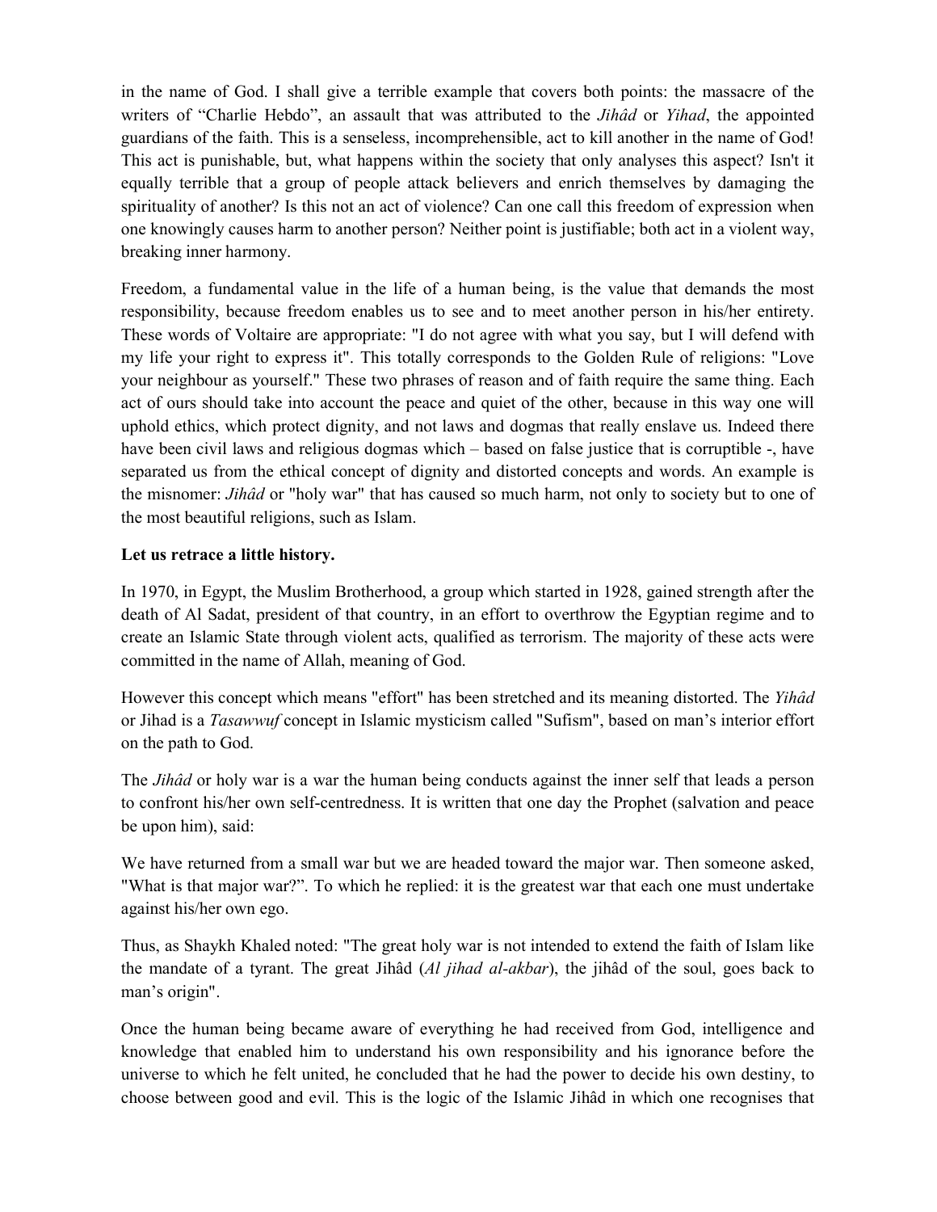in the name of God. I shall give a terrible example that covers both points: the massacre of the writers of "Charlie Hebdo", an assault that was attributed to the *Jihâd* or *Yihad*, the appointed guardians of the faith. This is a senseless, incomprehensible, act to kill another in the name of God! This act is punishable, but, what happens within the society that only analyses this aspect? Isn't it equally terrible that a group of people attack believers and enrich themselves by damaging the spirituality of another? Is this not an act of violence? Can one call this freedom of expression when one knowingly causes harm to another person? Neither point is justifiable; both act in a violent way, breaking inner harmony.

Freedom, a fundamental value in the life of a human being, is the value that demands the most responsibility, because freedom enables us to see and to meet another person in his/her entirety. These words of Voltaire are appropriate: "I do not agree with what you say, but I will defend with my life your right to express it". This totally corresponds to the Golden Rule of religions: "Love your neighbour as yourself." These two phrases of reason and of faith require the same thing. Each act of ours should take into account the peace and quiet of the other, because in this way one will uphold ethics, which protect dignity, and not laws and dogmas that really enslave us. Indeed there have been civil laws and religious dogmas which – based on false justice that is corruptible -, have separated us from the ethical concept of dignity and distorted concepts and words. An example is the misnomer: *Jihâd* or "holy war" that has caused so much harm, not only to society but to one of the most beautiful religions, such as Islam.

**Let us retrace a little history.**

In 1970, in Egypt, the Muslim Brotherhood, a group which started in 1928, gained strength after the death of Al Sadat, president of that country, in an effort to overthrow the Egyptian regime and to create an Islamic State through violent acts, qualified as terrorism. The majority of these acts were committed in the name of Allah, meaning of God.

However this concept which means "effort" has been stretched and its meaning distorted. The *Yihâd* or Jihad is a *Tasawwuf* concept in Islamic mysticism called "Sufism", based on man's interior effort on the path to God.

The *Jihâd* or holy war is a war the human being conducts against the inner self that leads a person to confront his/her own self-centredness. It is written that one day the Prophet (salvation and peace be upon him), said:

We have returned from a small war but we are headed toward the major war. Then someone asked, "What is that major war?". To which he replied: it is the greatest war that each one must undertake against his/her own ego.

Thus, as Shaykh Khaled noted: "The great holy war is not intended to extend the faith of Islam like the mandate of a tyrant. The great Jihâd (*Al jihad al-akbar*), the jihâd of the soul, goes back to man's origin".

Once the human being became aware of everything he had received from God, intelligence and knowledge that enabled him to understand his own responsibility and his ignorance before the universe to which he felt united, he concluded that he had the power to decide his own destiny, to choose between good and evil. This is the logic of the Islamic Jihâd in which one recognises that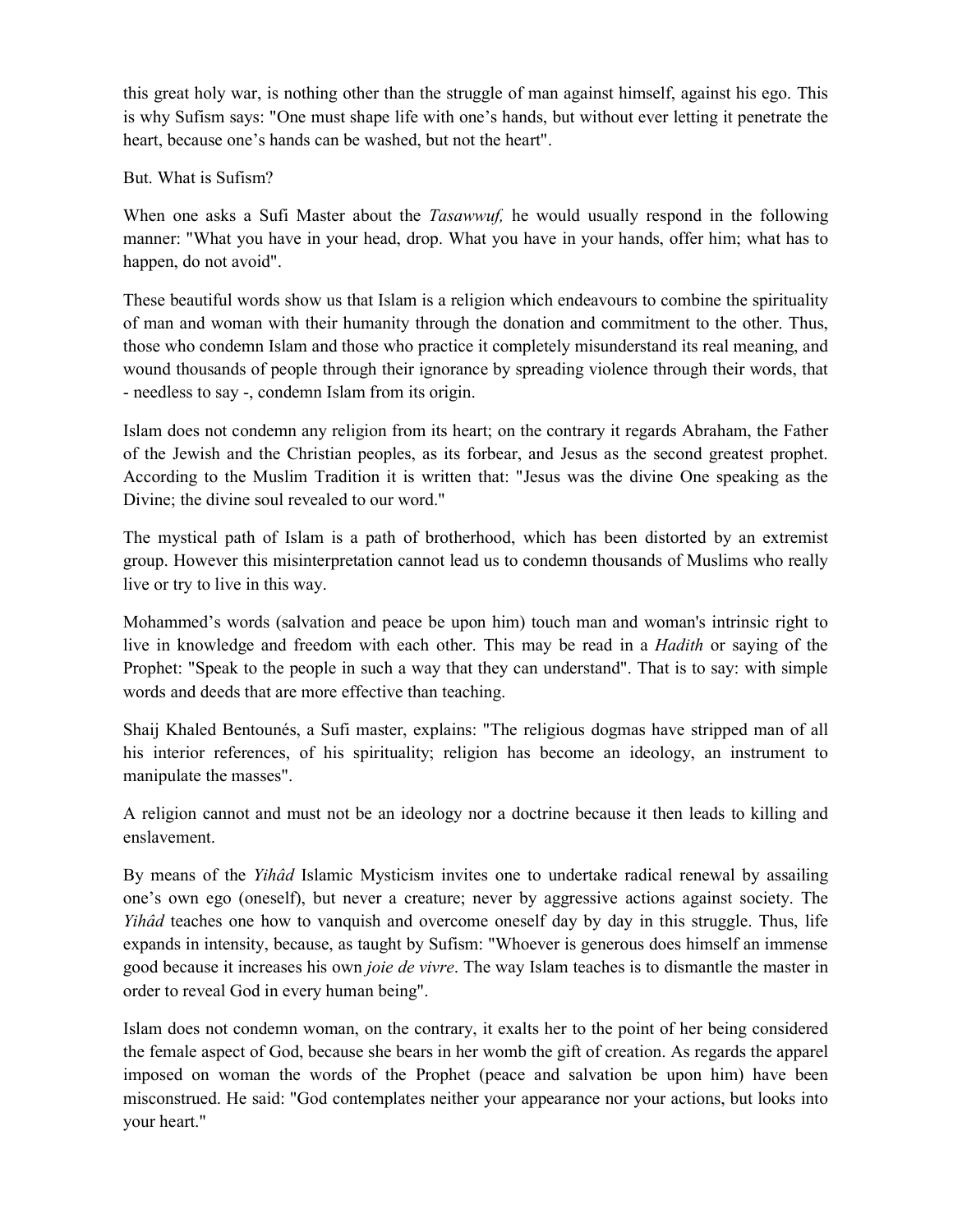this great holy war, is nothing other than the struggle of man against himself, against his ego. This is why Sufism says: "One must shape life with one's hands, but without ever letting it penetrate the heart, because one's hands can be washed, but not the heart".

But. What is Sufism?

When one asks a Sufi Master about the *Tasawwuf,* he would usually respond in the following manner: "What you have in your head, drop. What you have in your hands, offer him; what has to happen, do not avoid".

These beautiful words show us that Islam is a religion which endeavours to combine the spirituality of man and woman with their humanity through the donation and commitment to the other. Thus, those who condemn Islam and those who practice it completely misunderstand its real meaning, and wound thousands of people through their ignorance by spreading violence through their words, that - needless to say -, condemn Islam from its origin.

Islam does not condemn any religion from its heart; on the contrary it regards Abraham, the Father of the Jewish and the Christian peoples, as its forbear, and Jesus as the second greatest prophet. According to the Muslim Tradition it is written that: "Jesus was the divine One speaking as the Divine; the divine soul revealed to our word."

The mystical path of Islam is a path of brotherhood, which has been distorted by an extremist group. However this misinterpretation cannot lead us to condemn thousands of Muslims who really live or try to live in this way.

Mohammed's words (salvation and peace be upon him) touch man and woman's intrinsic right to live in knowledge and freedom with each other. This may be read in a *Hadith* or saying of the Prophet: "Speak to the people in such a way that they can understand". That is to say: with simple words and deeds that are more effective than teaching.

Shaij Khaled Bentounés, a Sufi master, explains: "The religious dogmas have stripped man of all his interior references, of his spirituality; religion has become an ideology, an instrument to manipulate the masses".

A religion cannot and must not be an ideology nor a doctrine because it then leads to killing and enslavement.

By means of the *Yihâd* Islamic Mysticism invites one to undertake radical renewal by assailing one's own ego (oneself), but never a creature; never by aggressive actions against society. The *Yihâd* teaches one how to vanquish and overcome oneself day by day in this struggle. Thus, life expands in intensity, because, as taught by Sufism: "Whoever is generous does himself an immense good because it increases his own *joie de vivre*. The way Islam teaches is to dismantle the master in order to reveal God in every human being".

Islam does not condemn woman, on the contrary, it exalts her to the point of her being considered the female aspect of God, because she bears in her womb the gift of creation. As regards the apparel imposed on woman the words of the Prophet (peace and salvation be upon him) have been misconstrued. He said: "God contemplates neither your appearance nor your actions, but looks into your heart."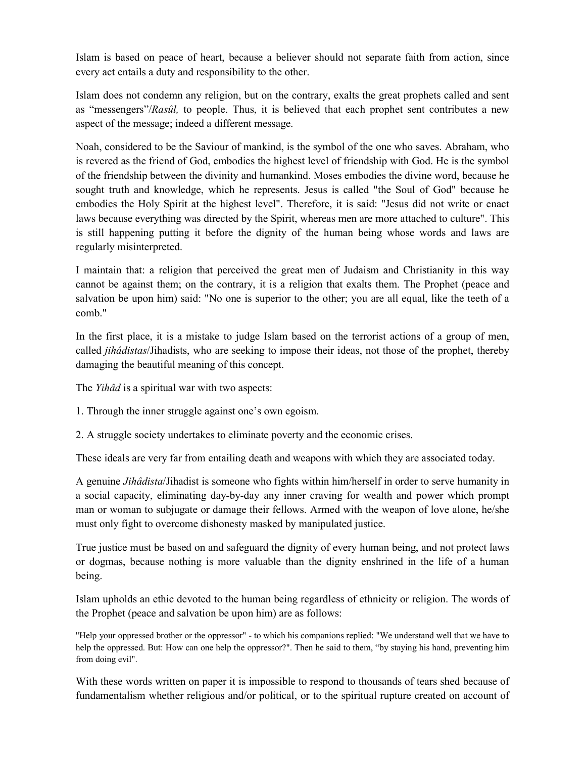Islam is based on peace of heart, because a believer should not separate faith from action, since every act entails a duty and responsibility to the other.

Islam does not condemn any religion, but on the contrary, exalts the great prophets called and sent as “messengers”/*Rasûl,* to people. Thus, it is believed that each prophet sent contributes a new aspect of the message; indeed a different message.

Noah, considered to be the Saviour of mankind, is the symbol of the one who saves. Abraham, who is revered as the friend of God, embodies the highest level of friendship with God. He is the symbol of the friendship between the divinity and humankind. Moses embodies the divine word, because he sought truth and knowledge, which he represents. Jesus is called "the Soul of God" because he embodies the Holy Spirit at the highest level". Therefore, it is said: "Jesus did not write or enact laws because everything was directed by the Spirit, whereas men are more attached to culture". This is still happening putting it before the dignity of the human being whose words and laws are regularly misinterpreted.

I maintain that: a religion that perceived the great men of Judaism and Christianity in this way cannot be against them; on the contrary, it is a religion that exalts them. The Prophet (peace and salvation be upon him) said: "No one is superior to the other; you are all equal, like the teeth of a comb."

In the first place, it is a mistake to judge Islam based on the terrorist actions of a group of men, called *jihâdistas*/Jihadists, who are seeking to impose their ideas, not those of the prophet, thereby damaging the beautiful meaning of this concept.

The *Yihâd* is a spiritual war with two aspects:

1. Through the inner struggle against one’s own egoism.

2. A struggle society undertakes to eliminate poverty and the economic crises.

These ideals are very far from entailing death and weapons with which they are associated today.

A genuine *Jihâdista*/Jihadist is someone who fights within him/herself in order to serve humanity in a social capacity, eliminating day-by-day any inner craving for wealth and power which prompt man or woman to subjugate or damage their fellows. Armed with the weapon of love alone, he/she must only fight to overcome dishonesty masked by manipulated justice.

True justice must be based on and safeguard the dignity of every human being, and not protect laws or dogmas, because nothing is more valuable than the dignity enshrined in the life of a human being.

Islam upholds an ethic devoted to the human being regardless of ethnicity or religion. The words of the Prophet (peace and salvation be upon him) are as follows:

> "Help your oppressed brother or the oppressor" - to which his companions replied: "We understand well that we have to help the oppressed. But: How can one help the oppressor?". Then he said to them, “by staying his hand, preventing him from doing evil".

With these words written on paper it is impossible to respond to thousands of tears shed because of fundamentalism whether religious and/or political, or to the spiritual rupture created on account of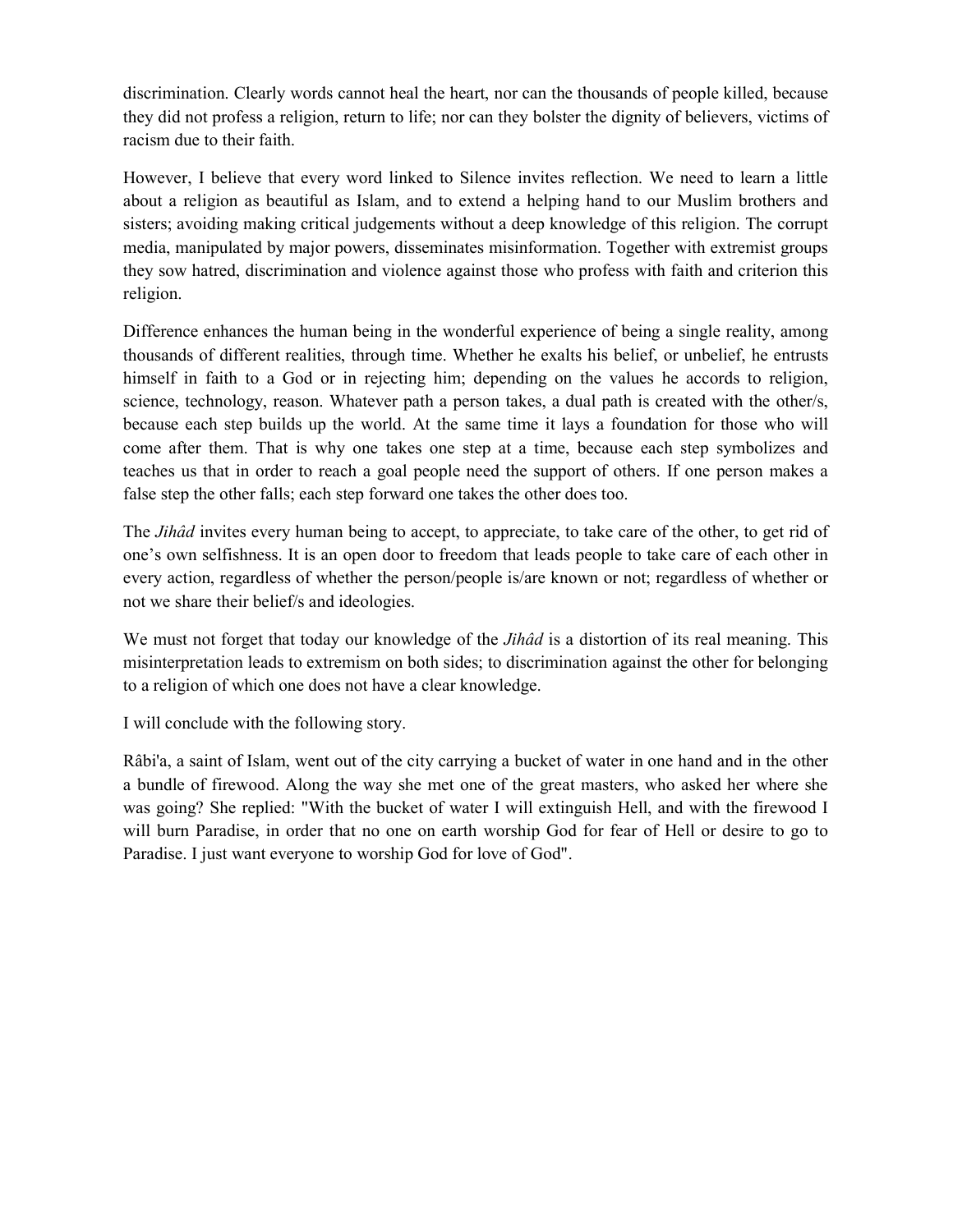discrimination. Clearly words cannot heal the heart, nor can the thousands of people killed, because they did not profess a religion, return to life; nor can they bolster the dignity of believers, victims of racism due to their faith.

However, I believe that every word linked to Silence invites reflection. We need to learn a little about a religion as beautiful as Islam, and to extend a helping hand to our Muslim brothers and sisters; avoiding making critical judgements without a deep knowledge of this religion. The corrupt media, manipulated by major powers, disseminates misinformation. Together with extremist groups they sow hatred, discrimination and violence against those who profess with faith and criterion this religion.

Difference enhances the human being in the wonderful experience of being a single reality, among thousands of different realities, through time. Whether he exalts his belief, or unbelief, he entrusts himself in faith to a God or in rejecting him; depending on the values he accords to religion, science, technology, reason. Whatever path a person takes, a dual path is created with the other/s, because each step builds up the world. At the same time it lays a foundation for those who will come after them. That is why one takes one step at a time, because each step symbolizes and teaches us that in order to reach a goal people need the support of others. If one person makes a false step the other falls; each step forward one takes the other does too.

The *Jihâd* invites every human being to accept, to appreciate, to take care of the other, to get rid of one's own selfishness. It is an open door to freedom that leads people to take care of each other in every action, regardless of whether the person/people is/are known or not; regardless of whether or not we share their belief/s and ideologies.

We must not forget that today our knowledge of the *Jihâd* is a distortion of its real meaning. This misinterpretation leads to extremism on both sides; to discrimination against the other for belonging to a religion of which one does not have a clear knowledge.

I will conclude with the following story.

Râbi'a, a saint of Islam, went out of the city carrying a bucket of water in one hand and in the other a bundle of firewood. Along the way she met one of the great masters, who asked her where she was going? She replied: "With the bucket of water I will extinguish Hell, and with the firewood I will burn Paradise, in order that no one on earth worship God for fear of Hell or desire to go to Paradise. I just want everyone to worship God for love of God".